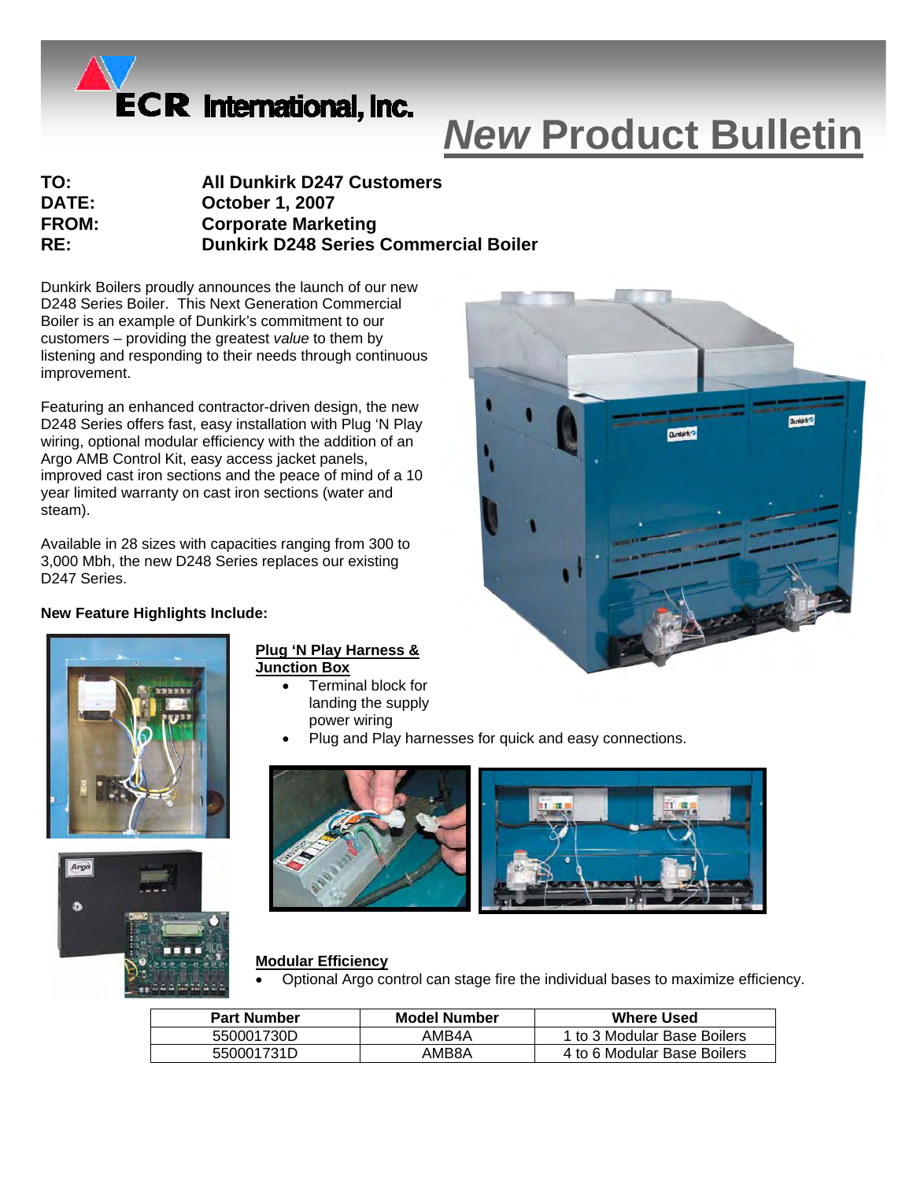ECR International, Inc.

# *New* Product Bulletin

**TO:** All Dunkirk D247 Customers
**DATE:** October 1, 2007
**FROM:** Corporate Marketing
**RE:** Dunkirk D248 Series Commercial Boiler

Dunkirk Boilers proudly announces the launch of our new D248 Series Boiler. This Next Generation Commercial Boiler is an example of Dunkirk's commitment to our customers – providing the greatest *value* to them by listening and responding to their needs through continuous improvement.

Featuring an enhanced contractor-driven design, the new D248 Series offers fast, easy installation with Plug 'N Play wiring, optional modular efficiency with the addition of an Argo AMB Control Kit, easy access jacket panels, improved cast iron sections and the peace of mind of a 10 year limited warranty on cast iron sections (water and steam).

Available in 28 sizes with capacities ranging from 300 to 3,000 Mbh, the new D248 Series replaces our existing D247 Series.

**New Feature Highlights Include:**

**Plug 'N Play Harness & Junction Box**

- Terminal block for landing the supply power wiring
- Plug and Play harnesses for quick and easy connections.

**Modular Efficiency**

- Optional Argo control can stage fire the individual bases to maximize efficiency.

| Part Number | Model Number | Where Used |
|---|---|---|
| 550001730D | AMB4A | 1 to 3 Modular Base Boilers |
| 550001731D | AMB8A | 4 to 6 Modular Base Boilers |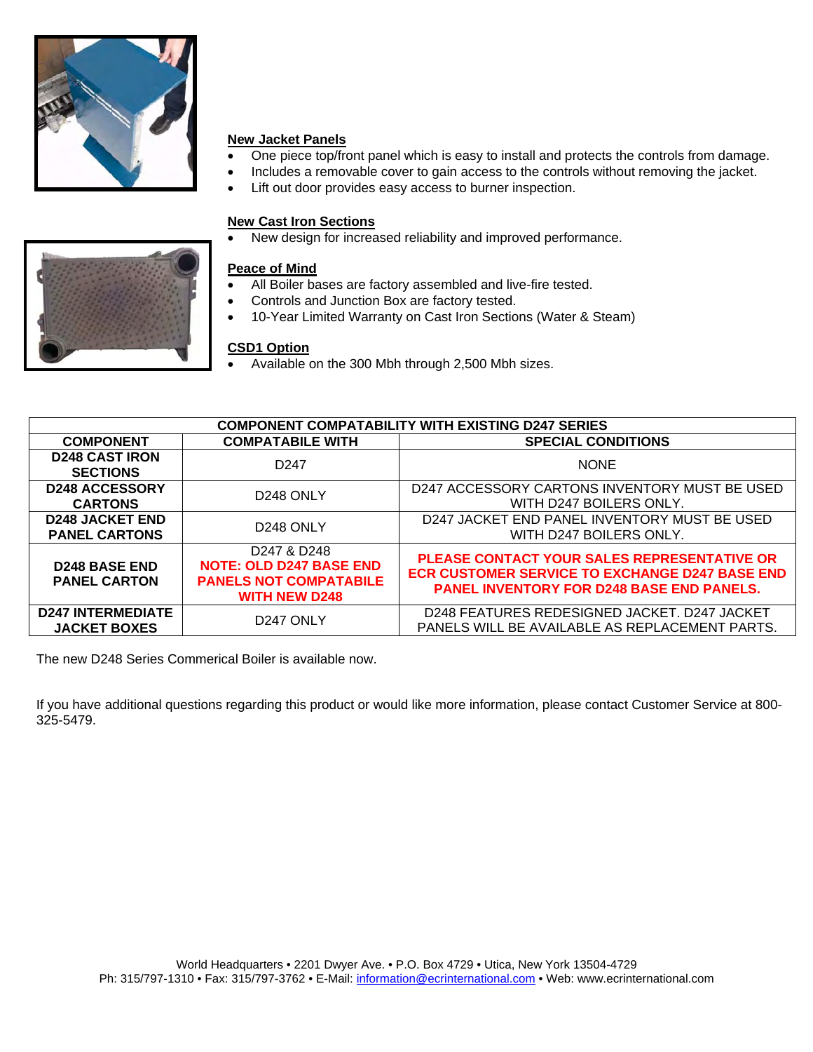**New Jacket Panels**

- One piece top/front panel which is easy to install and protects the controls from damage.
- Includes a removable cover to gain access to the controls without removing the jacket.
- Lift out door provides easy access to burner inspection.

**New Cast Iron Sections**

- New design for increased reliability and improved performance.

**Peace of Mind**

- All Boiler bases are factory assembled and live-fire tested.
- Controls and Junction Box are factory tested.
- 10-Year Limited Warranty on Cast Iron Sections (Water & Steam)

**CSD1 Option**

- Available on the 300 Mbh through 2,500 Mbh sizes.

| COMPONENT COMPATABILITY WITH EXISTING D247 SERIES | | |
|---|---|---|
| **COMPONENT** | **COMPATABILE WITH** | **SPECIAL CONDITIONS** |
| **D248 CAST IRON SECTIONS** | D247 | NONE |
| **D248 ACCESSORY CARTONS** | D248 ONLY | D247 ACCESSORY CARTONS INVENTORY MUST BE USED WITH D247 BOILERS ONLY. |
| **D248 JACKET END PANEL CARTONS** | D248 ONLY | D247 JACKET END PANEL INVENTORY MUST BE USED WITH D247 BOILERS ONLY. |
| **D248 BASE END PANEL CARTON** | D247 & D248 **NOTE: OLD D247 BASE END PANELS NOT COMPATABILE WITH NEW D248** | **PLEASE CONTACT YOUR SALES REPRESENTATIVE OR ECR CUSTOMER SERVICE TO EXCHANGE D247 BASE END PANEL INVENTORY FOR D248 BASE END PANELS.** |
| **D247 INTERMEDIATE JACKET BOXES** | D247 ONLY | D248 FEATURES REDESIGNED JACKET. D247 JACKET PANELS WILL BE AVAILABLE AS REPLACEMENT PARTS. |

The new D248 Series Commerical Boiler is available now.

If you have additional questions regarding this product or would like more information, please contact Customer Service at 800-325-5479.

World Headquarters • 2201 Dwyer Ave. • P.O. Box 4729 • Utica, New York 13504-4729
Ph: 315/797-1310 • Fax: 315/797-3762 • E-Mail: information@ecrinternational.com • Web: www.ecrinternational.com